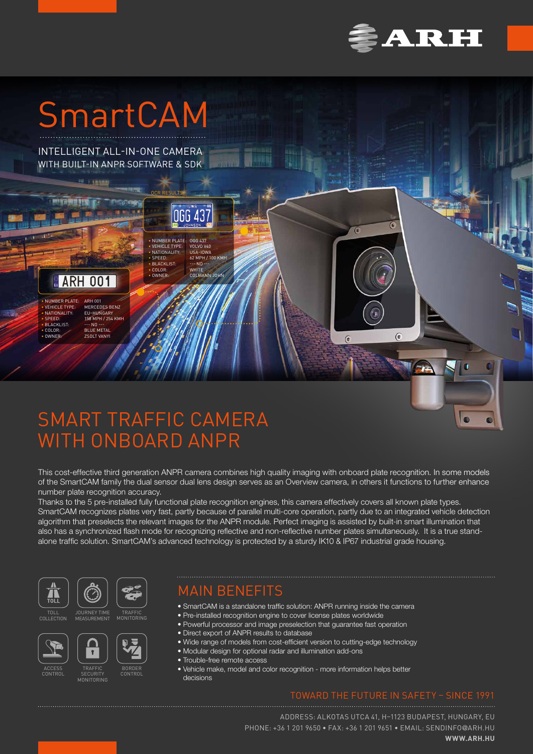# SmartCAM

INTELLIGENT ALL-IN-ONE CAMERA
WITH BUILT-IN ANPR SOFTWARE & SDK

OCR RESULTS

OGG 437

- NUMBER PLATE: OGG 437
- VEHICLE TYPE: VOLVO V60
- NATIONALITY: USA-IOWA
- SPEED: 62 MPH / 100 KMH
- BLACKLIST: --- NO ---
- COLOR: WHITE
- OWNER: COLMANN JOHN

OCR RESULTS

ARH 001

- NUMBER PLATE: ARH 001
- VEHICLE TYPE: MERCEDES BENZ
- NATIONALITY: EU-HUNGARY
- SPEED: 158 MPH / 254 KMH
- BLACKLIST: --- NO ---
- COLOR: BLUE METAL
- OWNER: ZSOLT VANYI

## SMART TRAFFIC CAMERA WITH ONBOARD ANPR

This cost-effective third generation ANPR camera combines high quality imaging with onboard plate recognition. In some models of the SmartCAM family the dual sensor dual lens design serves as an Overview camera, in others it functions to further enhance number plate recognition accuracy.

Thanks to the 5 pre-installed fully functional plate recognition engines, this camera effectively covers all known plate types. SmartCAM recognizes plates very fast, partly because of parallel multi-core operation, partly due to an integrated vehicle detection algorithm that preselects the relevant images for the ANPR module. Perfect imaging is assisted by built-in smart illumination that also has a synchronized flash mode for recognizing reflective and non-reflective number plates simultaneously. It is a true stand-alone traffic solution. SmartCAM's advanced technology is protected by a sturdy IK10 & IP67 industrial grade housing.

TOLL COLLECTION • JOURNEY TIME MEASUREMENT • TRAFFIC MONITORING • ACCESS CONTROL • TRAFFIC SECURITY MONITORING • BORDER CONTROL

## MAIN BENEFITS

- SmartCAM is a standalone traffic solution: ANPR running inside the camera
- Pre-installed recognition engine to cover license plates worldwide
- Powerful processor and image preselection that guarantee fast operation
- Direct export of ANPR results to database
- Wide range of models from cost-efficient version to cutting-edge technology
- Modular design for optional radar and illumination add-ons
- Trouble-free remote access
- Vehicle make, model and color recognition - more information helps better decisions

TOWARD THE FUTURE IN SAFETY – SINCE 1991

ADDRESS: ALKOTAS UTCA 41, H–1123 BUDAPEST, HUNGARY, EU
PHONE: +36 1 201 9650 • FAX: +36 1 201 9651 • EMAIL: SENDINFO@ARH.HU
**WWW.ARH.HU**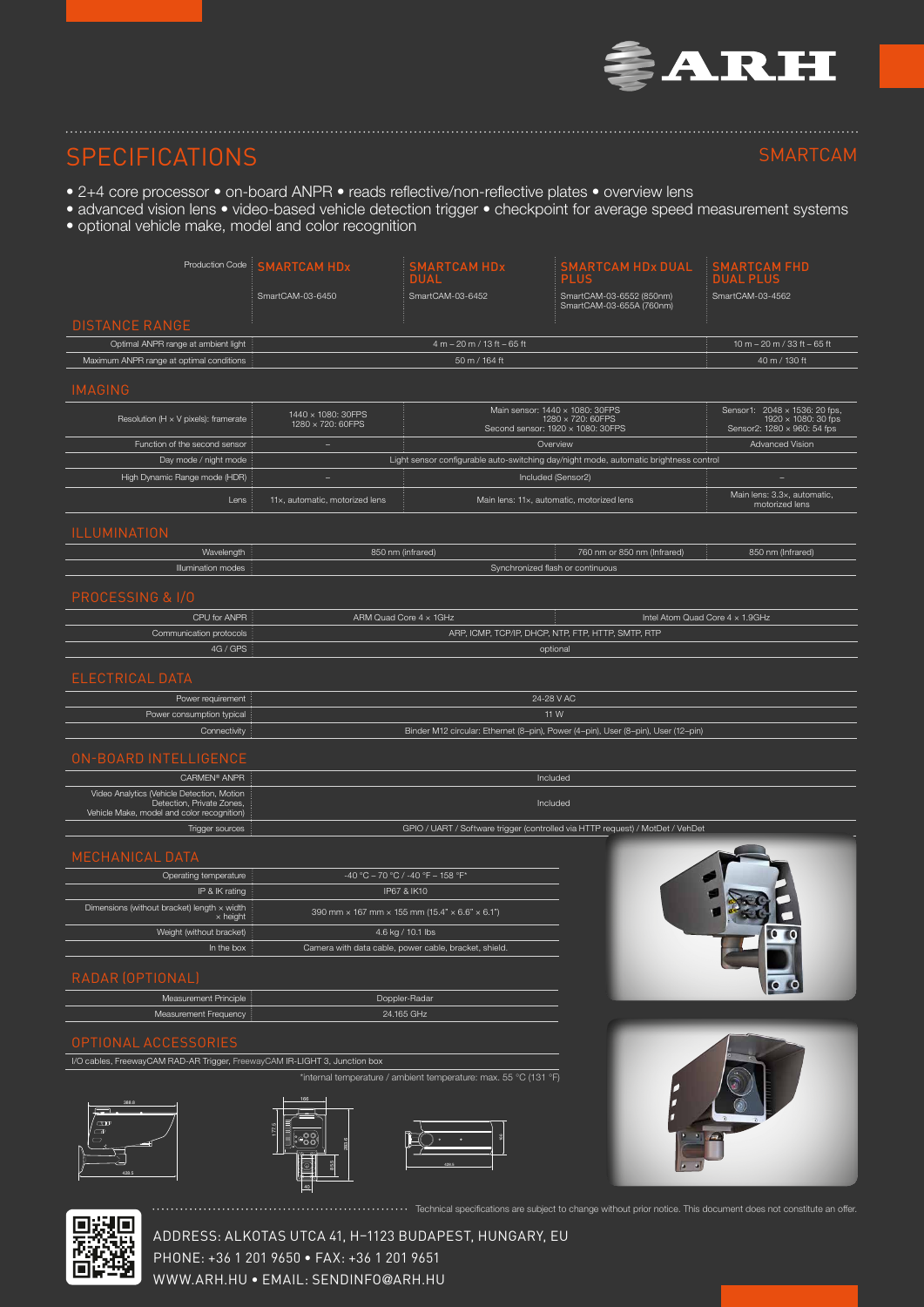# SPECIFICATIONS

SMARTCAM

- 2+4 core processor • on-board ANPR • reads reflective/non-reflective plates • overview lens
- advanced vision lens • video-based vehicle detection trigger • checkpoint for average speed measurement systems
- optional vehicle make, model and color recognition

| Production Code | SMARTCAM HDx | SMARTCAM HDx DUAL | SMARTCAM HDx DUAL PLUS | SMARTCAM FHD DUAL PLUS |
|---|---|---|---|---|
| | SmartCAM-03-6450 | SmartCAM-03-6452 | SmartCAM-03-6552 (850nm) SmartCAM-03-655A (760nm) | SmartCAM-03-4562 |
| **DISTANCE RANGE** | | | | |
| Optimal ANPR range at ambient light | 4 m – 20 m / 13 ft – 65 ft | | | 10 m – 20 m / 33 ft – 65 ft |
| Maximum ANPR range at optimal conditions | 50 m / 164 ft | | | 40 m / 130 ft |
| **IMAGING** | | | | |
| Resolution (H × V pixels): framerate | 1440 × 1080: 30FPS 1280 × 720: 60FPS | Main sensor: 1440 × 1080: 30FPS 1280 × 720: 60FPS Second sensor: 1920 × 1080: 30FPS | | Sensor1: 2048 × 1536: 20 fps, 1920 × 1080: 30 fps Sensor2: 1280 × 960: 54 fps |
| Function of the second sensor | – | Overview | | Advanced Vision |
| Day mode / night mode | Light sensor configurable auto-switching day/night mode, automatic brightness control | | | |
| High Dynamic Range mode (HDR) | – | Included (Sensor2) | | – |
| Lens | 11×, automatic, motorized lens | Main lens: 11×, automatic, motorized lens | | Main lens: 3.3×, automatic, motorized lens |
| **ILLUMINATION** | | | | |
| Wavelength | 850 nm (infrared) | | 760 nm or 850 nm (Infrared) | 850 nm (Infrared) |
| Illumination modes | Synchronized flash or continuous | | | |
| **PROCESSING & I/O** | | | | |
| CPU for ANPR | ARM Quad Core 4 × 1GHz | | Intel Atom Quad Core 4 × 1.9GHz | |
| Communication protocols | ARP, ICMP, TCP/IP, DHCP, NTP, FTP, HTTP, SMTP, RTP | | | |
| 4G / GPS | optional | | | |
| **ELECTRICAL DATA** | | | | |
| Power requirement | 24-28 V AC | | | |
| Power consumption typical | 11 W | | | |
| Connectivity | Binder M12 circular: Ethernet (8–pin), Power (4–pin), User (8–pin), User (12–pin) | | | |
| **ON-BOARD INTELLIGENCE** | | | | |
| CARMEN® ANPR | Included | | | |
| Video Analytics (Vehicle Detection, Motion Detection, Private Zones, Vehicle Make, model and color recognition) | Included | | | |
| Trigger sources | GPIO / UART / Software trigger (controlled via HTTP request) / MotDet / VehDet | | | |

## MECHANICAL DATA

| | |
|---|---|
| Operating temperature | -40 °C – 70 °C / -40 °F – 158 °F* |
| IP & IK rating | IP67 & IK10 |
| Dimensions (without bracket) length × width × height | 390 mm × 167 mm × 155 mm (15.4" × 6.6" × 6.1") |
| Weight (without bracket) | 4.6 kg / 10.1 lbs |
| In the box | Camera with data cable, power cable, bracket, shield. |

## RADAR (OPTIONAL)

| | |
|---|---|
| Measurement Principle | Doppler-Radar |
| Measurement Frequency | 24.165 GHz |

## OPTIONAL ACCESSORIES

I/O cables, FreewayCAM RAD-AR Trigger, FreewayCAM IR-LIGHT 3, Junction box

*internal temperature / ambient temperature: max. 55 °C (131 °F)

Technical specifications are subject to change without prior notice. This document does not constitute an offer.

ADDRESS: ALKOTAS UTCA 41, H–1123 BUDAPEST, HUNGARY, EU
PHONE: +36 1 201 9650 • FAX: +36 1 201 9651
WWW.ARH.HU • EMAIL: SENDINFO@ARH.HU